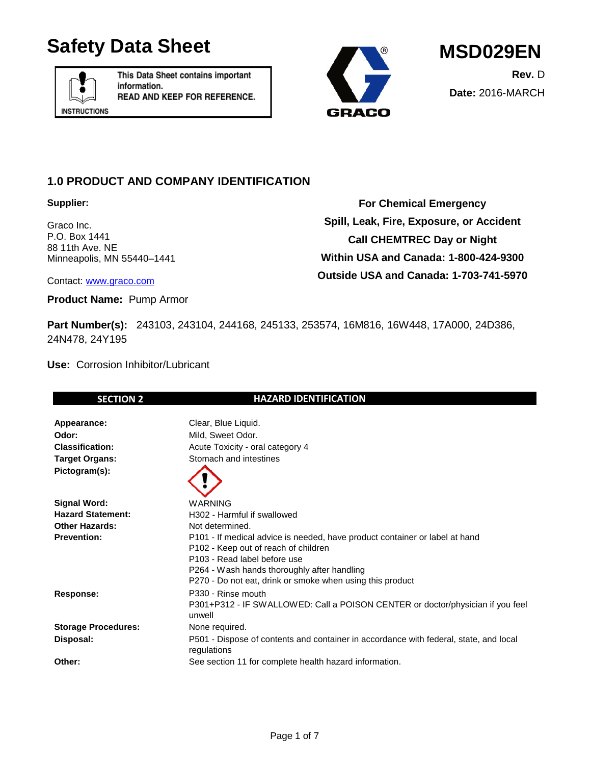# Safety Data Sheet

This Data Sheet contains important information.
READ AND KEEP FOR REFERENCE.

INSTRUCTIONS

GRACO

# MSD029EN

**Rev.** D

**Date:** 2016-MARCH

## 1.0 PRODUCT AND COMPANY IDENTIFICATION

**Supplier:**

Graco Inc.
P.O. Box 1441
88 11th Ave. NE
Minneapolis, MN 55440–1441

Contact: www.graco.com

**For Chemical Emergency**
**Spill, Leak, Fire, Exposure, or Accident**
**Call CHEMTREC Day or Night**
**Within USA and Canada: 1-800-424-9300**
**Outside USA and Canada: 1-703-741-5970**

**Product Name:** Pump Armor

**Part Number(s):** 243103, 243104, 244168, 245133, 253574, 16M816, 16W448, 17A000, 24D386, 24N478, 24Y195

**Use:** Corrosion Inhibitor/Lubricant

## SECTION 2 HAZARD IDENTIFICATION

| | |
|---|---|
| **Appearance:** | Clear, Blue Liquid. |
| **Odor:** | Mild, Sweet Odor. |
| **Classification:** | Acute Toxicity - oral category 4 |
| **Target Organs:** | Stomach and intestines |
| **Pictogram(s):** | |
| **Signal Word:** | WARNING |
| **Hazard Statement:** | H302 - Harmful if swallowed |
| **Other Hazards:** | Not determined. |
| **Prevention:** | P101 - If medical advice is needed, have product container or label at hand<br>P102 - Keep out of reach of children<br>P103 - Read label before use<br>P264 - Wash hands thoroughly after handling<br>P270 - Do not eat, drink or smoke when using this product |
| **Response:** | P330 - Rinse mouth<br>P301+P312 - IF SWALLOWED: Call a POISON CENTER or doctor/physician if you feel unwell |
| **Storage Procedures:** | None required. |
| **Disposal:** | P501 - Dispose of contents and container in accordance with federal, state, and local regulations |
| **Other:** | See section 11 for complete health hazard information. |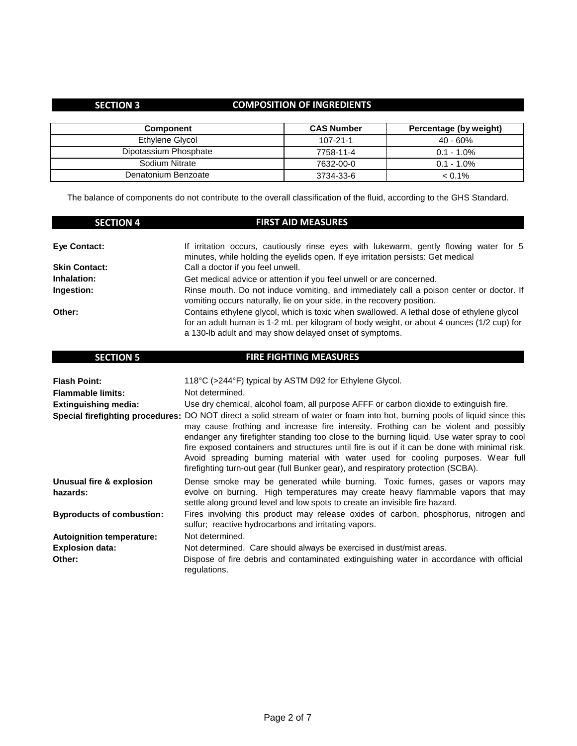## SECTION 3 COMPOSITION OF INGREDIENTS

| Component | CAS Number | Percentage (by weight) |
|---|---|---|
| Ethylene Glycol | 107-21-1 | 40 - 60% |
| Dipotassium Phosphate | 7758-11-4 | 0.1 - 1.0% |
| Sodium Nitrate | 7632-00-0 | 0.1 - 1.0% |
| Denatonium Benzoate | 3734-33-6 | < 0.1% |

The balance of components do not contribute to the overall classification of the fluid, according to the GHS Standard.

## SECTION 4 FIRST AID MEASURES

**Eye Contact:** If irritation occurs, cautiously rinse eyes with lukewarm, gently flowing water for 5 minutes, while holding the eyelids open. If eye irritation persists: Get medical

**Skin Contact:** Call a doctor if you feel unwell.

**Inhalation:** Get medical advice or attention if you feel unwell or are concerned.

**Ingestion:** Rinse mouth. Do not induce vomiting, and immediately call a poison center or doctor. If vomiting occurs naturally, lie on your side, in the recovery position.

**Other:** Contains ethylene glycol, which is toxic when swallowed. A lethal dose of ethylene glycol for an adult human is 1-2 mL per kilogram of body weight, or about 4 ounces (1/2 cup) for a 130-lb adult and may show delayed onset of symptoms.

## SECTION 5 FIRE FIGHTING MEASURES

**Flash Point:** 118°C (>244°F) typical by ASTM D92 for Ethylene Glycol.

**Flammable limits:** Not determined.

**Extinguishing media:** Use dry chemical, alcohol foam, all purpose AFFF or carbon dioxide to extinguish fire.

**Special firefighting procedures:** DO NOT direct a solid stream of water or foam into hot, burning pools of liquid since this may cause frothing and increase fire intensity. Frothing can be violent and possibly endanger any firefighter standing too close to the burning liquid. Use water spray to cool fire exposed containers and structures until fire is out if it can be done with minimal risk. Avoid spreading burning material with water used for cooling purposes. Wear full firefighting turn-out gear (full Bunker gear), and respiratory protection (SCBA).

**Unusual fire & explosion hazards:** Dense smoke may be generated while burning. Toxic fumes, gases or vapors may evolve on burning. High temperatures may create heavy flammable vapors that may settle along ground level and low spots to create an invisible fire hazard.

**Byproducts of combustion:** Fires involving this product may release oxides of carbon, phosphorus, nitrogen and sulfur; reactive hydrocarbons and irritating vapors.

**Autoignition temperature:** Not determined.

**Explosion data:** Not determined. Care should always be exercised in dust/mist areas.

**Other:** Dispose of fire debris and contaminated extinguishing water in accordance with official regulations.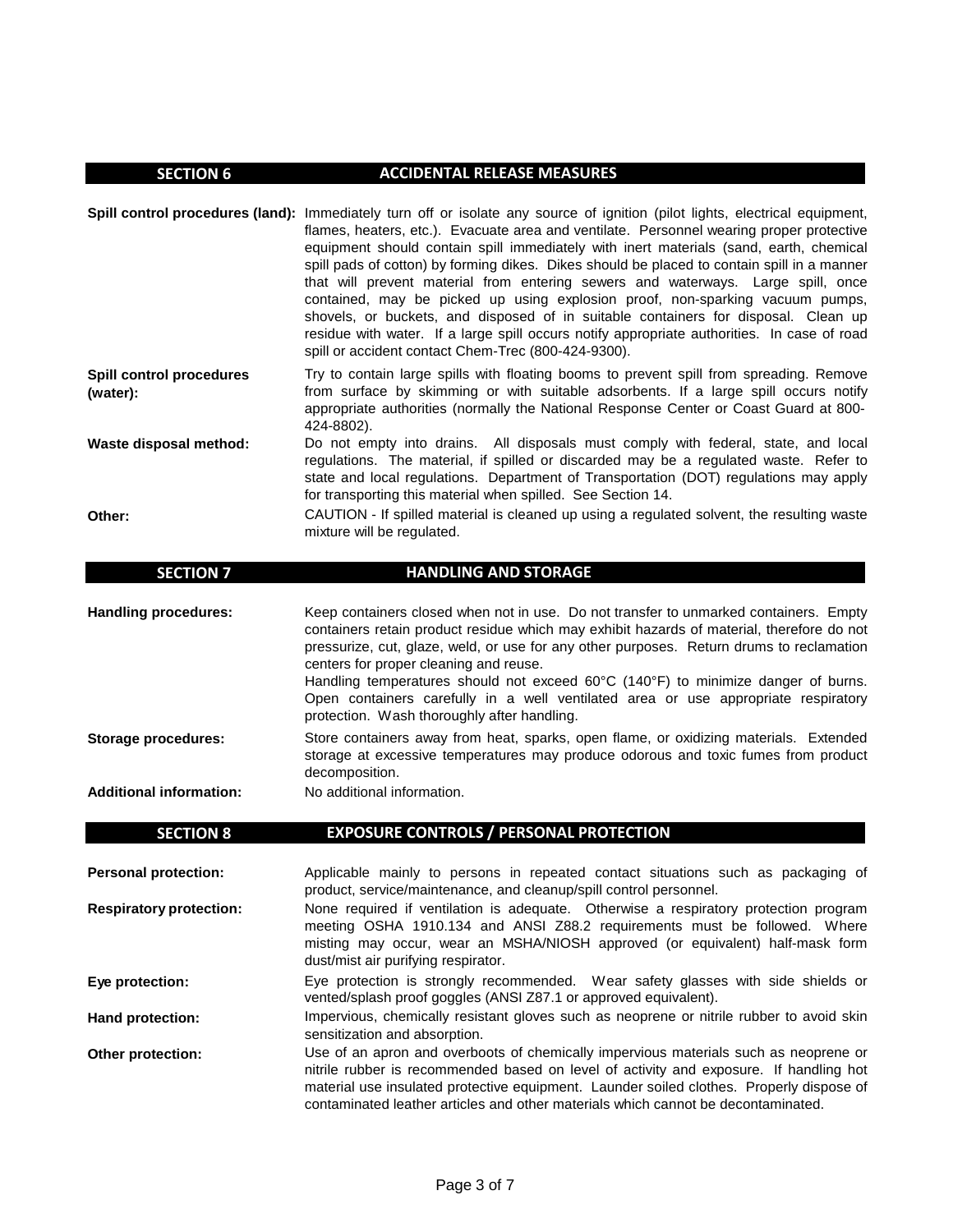## SECTION 6 ACCIDENTAL RELEASE MEASURES

**Spill control procedures (land):** Immediately turn off or isolate any source of ignition (pilot lights, electrical equipment, flames, heaters, etc.). Evacuate area and ventilate. Personnel wearing proper protective equipment should contain spill immediately with inert materials (sand, earth, chemical spill pads of cotton) by forming dikes. Dikes should be placed to contain spill in a manner that will prevent material from entering sewers and waterways. Large spill, once contained, may be picked up using explosion proof, non-sparking vacuum pumps, shovels, or buckets, and disposed of in suitable containers for disposal. Clean up residue with water. If a large spill occurs notify appropriate authorities. In case of road spill or accident contact Chem-Trec (800-424-9300).

**Spill control procedures (water):** Try to contain large spills with floating booms to prevent spill from spreading. Remove from surface by skimming or with suitable adsorbents. If a large spill occurs notify appropriate authorities (normally the National Response Center or Coast Guard at 800-424-8802).

**Waste disposal method:** Do not empty into drains. All disposals must comply with federal, state, and local regulations. The material, if spilled or discarded may be a regulated waste. Refer to state and local regulations. Department of Transportation (DOT) regulations may apply for transporting this material when spilled. See Section 14.

**Other:** CAUTION - If spilled material is cleaned up using a regulated solvent, the resulting waste mixture will be regulated.

## SECTION 7 HANDLING AND STORAGE

**Handling procedures:** Keep containers closed when not in use. Do not transfer to unmarked containers. Empty containers retain product residue which may exhibit hazards of material, therefore do not pressurize, cut, glaze, weld, or use for any other purposes. Return drums to reclamation centers for proper cleaning and reuse.
Handling temperatures should not exceed 60°C (140°F) to minimize danger of burns. Open containers carefully in a well ventilated area or use appropriate respiratory protection. Wash thoroughly after handling.

**Storage procedures:** Store containers away from heat, sparks, open flame, or oxidizing materials. Extended storage at excessive temperatures may produce odorous and toxic fumes from product decomposition.

**Additional information:** No additional information.

## SECTION 8 EXPOSURE CONTROLS / PERSONAL PROTECTION

**Personal protection:** Applicable mainly to persons in repeated contact situations such as packaging of product, service/maintenance, and cleanup/spill control personnel.

**Respiratory protection:** None required if ventilation is adequate. Otherwise a respiratory protection program meeting OSHA 1910.134 and ANSI Z88.2 requirements must be followed. Where misting may occur, wear an MSHA/NIOSH approved (or equivalent) half-mask form dust/mist air purifying respirator.

**Eye protection:** Eye protection is strongly recommended. Wear safety glasses with side shields or vented/splash proof goggles (ANSI Z87.1 or approved equivalent).

**Hand protection:** Impervious, chemically resistant gloves such as neoprene or nitrile rubber to avoid skin sensitization and absorption.

**Other protection:** Use of an apron and overboots of chemically impervious materials such as neoprene or nitrile rubber is recommended based on level of activity and exposure. If handling hot material use insulated protective equipment. Launder soiled clothes. Properly dispose of contaminated leather articles and other materials which cannot be decontaminated.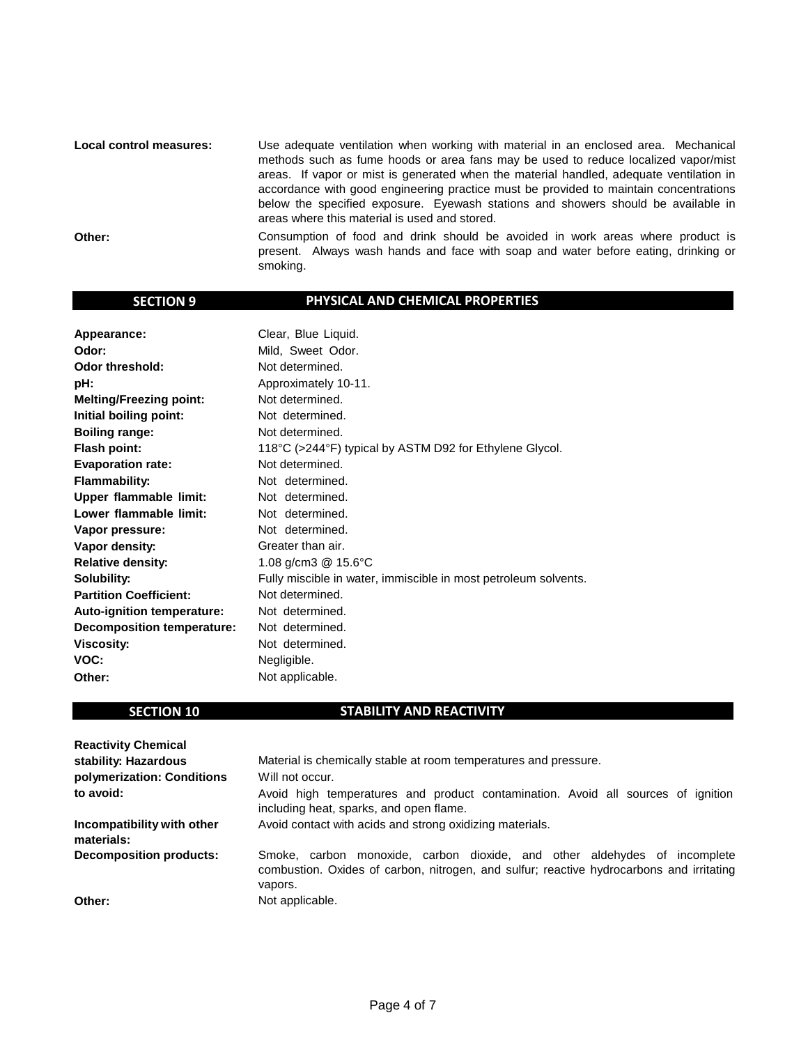**Local control measures:** Use adequate ventilation when working with material in an enclosed area. Mechanical methods such as fume hoods or area fans may be used to reduce localized vapor/mist areas. If vapor or mist is generated when the material handled, adequate ventilation in accordance with good engineering practice must be provided to maintain concentrations below the specified exposure. Eyewash stations and showers should be available in areas where this material is used and stored.

**Other:** Consumption of food and drink should be avoided in work areas where product is present. Always wash hands and face with soap and water before eating, drinking or smoking.

## SECTION 9 PHYSICAL AND CHEMICAL PROPERTIES

| | |
|---|---|
| **Appearance:** | Clear, Blue Liquid. |
| **Odor:** | Mild, Sweet Odor. |
| **Odor threshold:** | Not determined. |
| **pH:** | Approximately 10-11. |
| **Melting/Freezing point:** | Not determined. |
| **Initial boiling point:** | Not determined. |
| **Boiling range:** | Not determined. |
| **Flash point:** | 118°C (>244°F) typical by ASTM D92 for Ethylene Glycol. |
| **Evaporation rate:** | Not determined. |
| **Flammability:** | Not determined. |
| **Upper flammable limit:** | Not determined. |
| **Lower flammable limit:** | Not determined. |
| **Vapor pressure:** | Not determined. |
| **Vapor density:** | Greater than air. |
| **Relative density:** | 1.08 g/cm3 @ 15.6°C |
| **Solubility:** | Fully miscible in water, immiscible in most petroleum solvents. |
| **Partition Coefficient:** | Not determined. |
| **Auto-ignition temperature:** | Not determined. |
| **Decomposition temperature:** | Not determined. |
| **Viscosity:** | Not determined. |
| **VOC:** | Negligible. |
| **Other:** | Not applicable. |

## SECTION 10 STABILITY AND REACTIVITY

| | |
|---|---|
| **Reactivity Chemical stability:** | Material is chemically stable at room temperatures and pressure. |
| **Hazardous polymerization:** | Will not occur. |
| **Conditions to avoid:** | Avoid high temperatures and product contamination. Avoid all sources of ignition including heat, sparks, and open flame. |
| **Incompatibility with other materials:** | Avoid contact with acids and strong oxidizing materials. |
| **Decomposition products:** | Smoke, carbon monoxide, carbon dioxide, and other aldehydes of incomplete combustion. Oxides of carbon, nitrogen, and sulfur; reactive hydrocarbons and irritating vapors. |
| **Other:** | Not applicable. |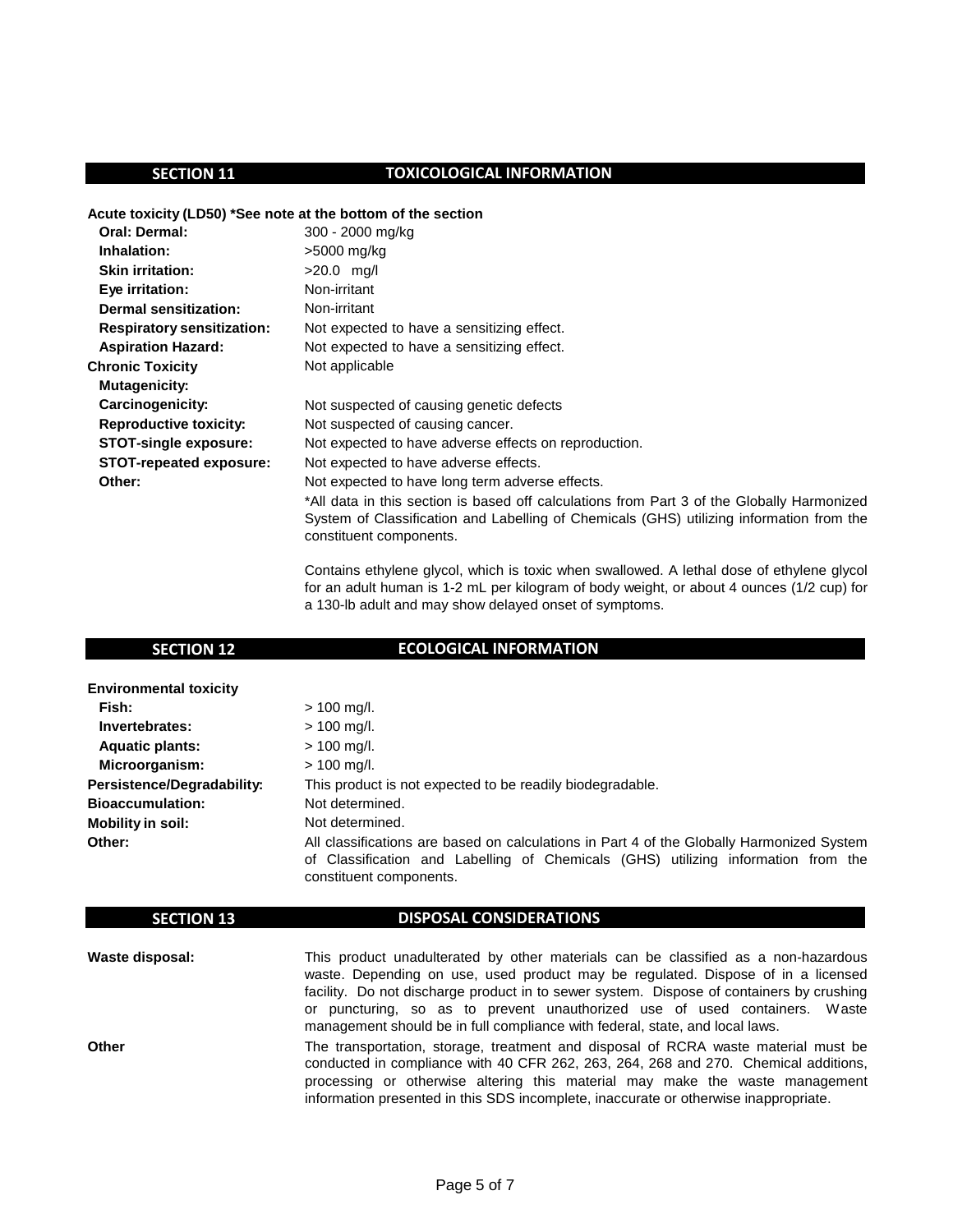## SECTION 11 TOXICOLOGICAL INFORMATION

**Acute toxicity (LD50) *See note at the bottom of the section**

| | |
|---|---|
| **Oral: Dermal:** | 300 - 2000 mg/kg |
| **Inhalation:** | >5000 mg/kg |
| **Skin irritation:** | >20.0 mg/l |
| **Eye irritation:** | Non-irritant |
| **Dermal sensitization:** | Non-irritant |
| **Respiratory sensitization:** | Not expected to have a sensitizing effect. |
| **Aspiration Hazard:** | Not expected to have a sensitizing effect. |
| **Chronic Toxicity** | Not applicable |
| **Mutagenicity:** | |
| **Carcinogenicity:** | Not suspected of causing genetic defects |
| **Reproductive toxicity:** | Not suspected of causing cancer. |
| **STOT-single exposure:** | Not expected to have adverse effects on reproduction. |
| **STOT-repeated exposure:** | Not expected to have adverse effects. |
| **Other:** | Not expected to have long term adverse effects. |

*All data in this section is based off calculations from Part 3 of the Globally Harmonized System of Classification and Labelling of Chemicals (GHS) utilizing information from the constituent components.

Contains ethylene glycol, which is toxic when swallowed. A lethal dose of ethylene glycol for an adult human is 1-2 mL per kilogram of body weight, or about 4 ounces (1/2 cup) for a 130-lb adult and may show delayed onset of symptoms.

## SECTION 12 ECOLOGICAL INFORMATION

**Environmental toxicity**

| | |
|---|---|
| **Fish:** | > 100 mg/l. |
| **Invertebrates:** | > 100 mg/l. |
| **Aquatic plants:** | > 100 mg/l. |
| **Microorganism:** | > 100 mg/l. |
| **Persistence/Degradability:** | This product is not expected to be readily biodegradable. |
| **Bioaccumulation:** | Not determined. |
| **Mobility in soil:** | Not determined. |
| **Other:** | All classifications are based on calculations in Part 4 of the Globally Harmonized System of Classification and Labelling of Chemicals (GHS) utilizing information from the constituent components. |

## SECTION 13 DISPOSAL CONSIDERATIONS

**Waste disposal:** This product unadulterated by other materials can be classified as a non-hazardous waste. Depending on use, used product may be regulated. Dispose of in a licensed facility. Do not discharge product in to sewer system. Dispose of containers by crushing or puncturing, so as to prevent unauthorized use of used containers. Waste management should be in full compliance with federal, state, and local laws.

**Other** The transportation, storage, treatment and disposal of RCRA waste material must be conducted in compliance with 40 CFR 262, 263, 264, 268 and 270. Chemical additions, processing or otherwise altering this material may make the waste management information presented in this SDS incomplete, inaccurate or otherwise inappropriate.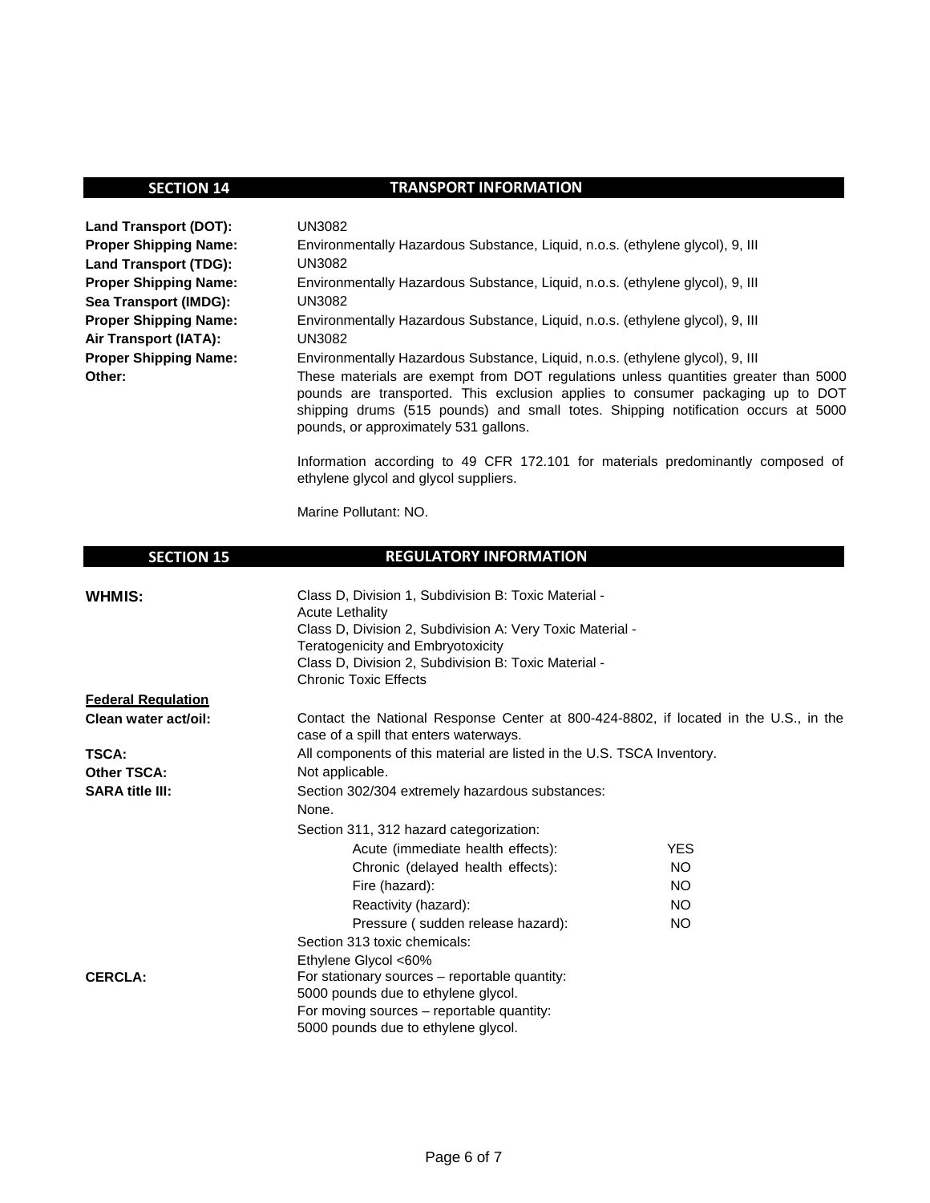## SECTION 14 TRANSPORT INFORMATION

**Land Transport (DOT):** UN3082
**Proper Shipping Name:** Environmentally Hazardous Substance, Liquid, n.o.s. (ethylene glycol), 9, III
**Land Transport (TDG):** UN3082
**Proper Shipping Name:** Environmentally Hazardous Substance, Liquid, n.o.s. (ethylene glycol), 9, III
**Sea Transport (IMDG):** UN3082
**Proper Shipping Name:** Environmentally Hazardous Substance, Liquid, n.o.s. (ethylene glycol), 9, III
**Air Transport (IATA):** UN3082
**Proper Shipping Name:** Environmentally Hazardous Substance, Liquid, n.o.s. (ethylene glycol), 9, III
**Other:** These materials are exempt from DOT regulations unless quantities greater than 5000 pounds are transported. This exclusion applies to consumer packaging up to DOT shipping drums (515 pounds) and small totes. Shipping notification occurs at 5000 pounds, or approximately 531 gallons.

Information according to 49 CFR 172.101 for materials predominantly composed of ethylene glycol and glycol suppliers.

Marine Pollutant: NO.

## SECTION 15 REGULATORY INFORMATION

**WHMIS:**
Class D, Division 1, Subdivision B: Toxic Material - Acute Lethality
Class D, Division 2, Subdivision A: Very Toxic Material - Teratogenicity and Embryotoxicity
Class D, Division 2, Subdivision B: Toxic Material - Chronic Toxic Effects

**Federal Regulation**

**Clean water act/oil:** Contact the National Response Center at 800-424-8802, if located in the U.S., in the case of a spill that enters waterways.

**TSCA:** All components of this material are listed in the U.S. TSCA Inventory.

**Other TSCA:** Not applicable.

**SARA title III:** Section 302/304 extremely hazardous substances:
None.

Section 311, 312 hazard categorization:

| | |
|---|---|
| Acute (immediate health effects): | YES |
| Chronic (delayed health effects): | NO |
| Fire (hazard): | NO |
| Reactivity (hazard): | NO |
| Pressure ( sudden release hazard): | NO |

Section 313 toxic chemicals:
Ethylene Glycol <60%

**CERCLA:** For stationary sources – reportable quantity:
5000 pounds due to ethylene glycol.
For moving sources – reportable quantity:
5000 pounds due to ethylene glycol.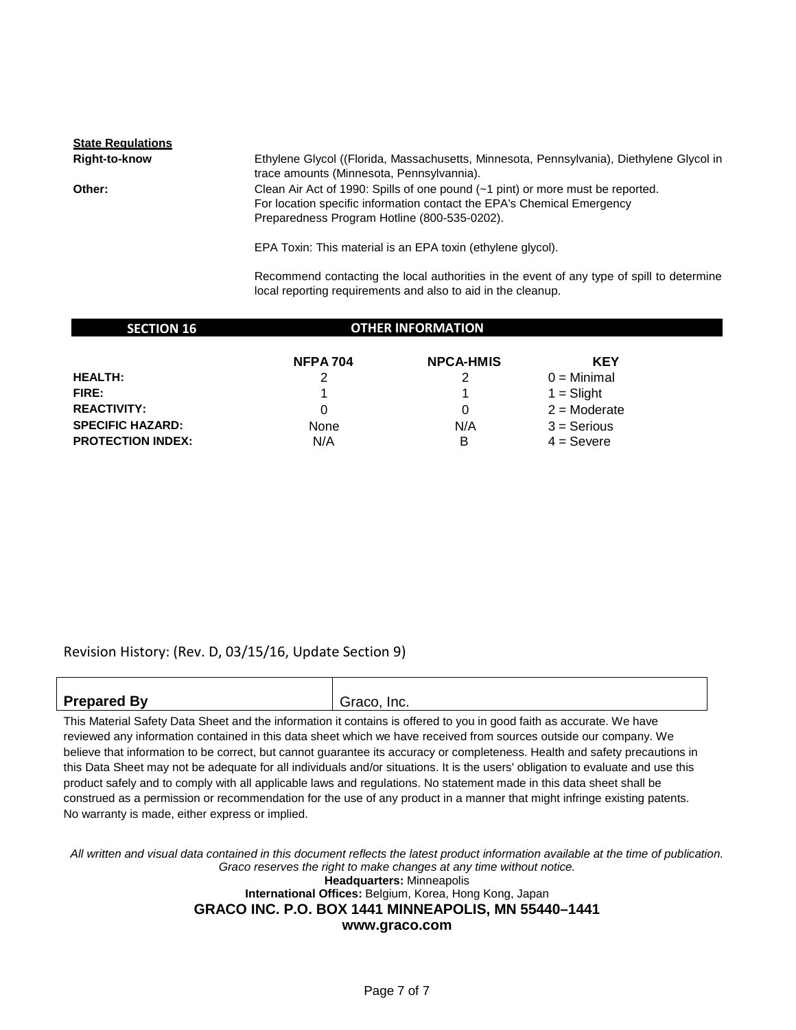**State Regulations**

**Right-to-know** Ethylene Glycol ((Florida, Massachusetts, Minnesota, Pennsylvania), Diethylene Glycol in trace amounts (Minnesota, Pennsylvannia).

**Other:** Clean Air Act of 1990: Spills of one pound (~1 pint) or more must be reported. For location specific information contact the EPA's Chemical Emergency Preparedness Program Hotline (800-535-0202).

EPA Toxin: This material is an EPA toxin (ethylene glycol).

Recommend contacting the local authorities in the event of any type of spill to determine local reporting requirements and also to aid in the cleanup.

## SECTION 16 OTHER INFORMATION

| | NFPA 704 | NPCA-HMIS | KEY |
|---|---|---|---|
| **HEALTH:** | 2 | 2 | 0 = Minimal |
| **FIRE:** | 1 | 1 | 1 = Slight |
| **REACTIVITY:** | 0 | 0 | 2 = Moderate |
| **SPECIFIC HAZARD:** | None | N/A | 3 = Serious |
| **PROTECTION INDEX:** | N/A | B | 4 = Severe |

Revision History: (Rev. D, 03/15/16, Update Section 9)

| **Prepared By** | Graco, Inc. |
|---|---|

This Material Safety Data Sheet and the information it contains is offered to you in good faith as accurate. We have reviewed any information contained in this data sheet which we have received from sources outside our company. We believe that information to be correct, but cannot guarantee its accuracy or completeness. Health and safety precautions in this Data Sheet may not be adequate for all individuals and/or situations. It is the users' obligation to evaluate and use this product safely and to comply with all applicable laws and regulations. No statement made in this data sheet shall be construed as a permission or recommendation for the use of any product in a manner that might infringe existing patents. No warranty is made, either express or implied.

*All written and visual data contained in this document reflects the latest product information available at the time of publication. Graco reserves the right to make changes at any time without notice.*

**Headquarters:** Minneapolis

**International Offices:** Belgium, Korea, Hong Kong, Japan

**GRACO INC. P.O. BOX 1441 MINNEAPOLIS, MN 55440–1441**

**www.graco.com**